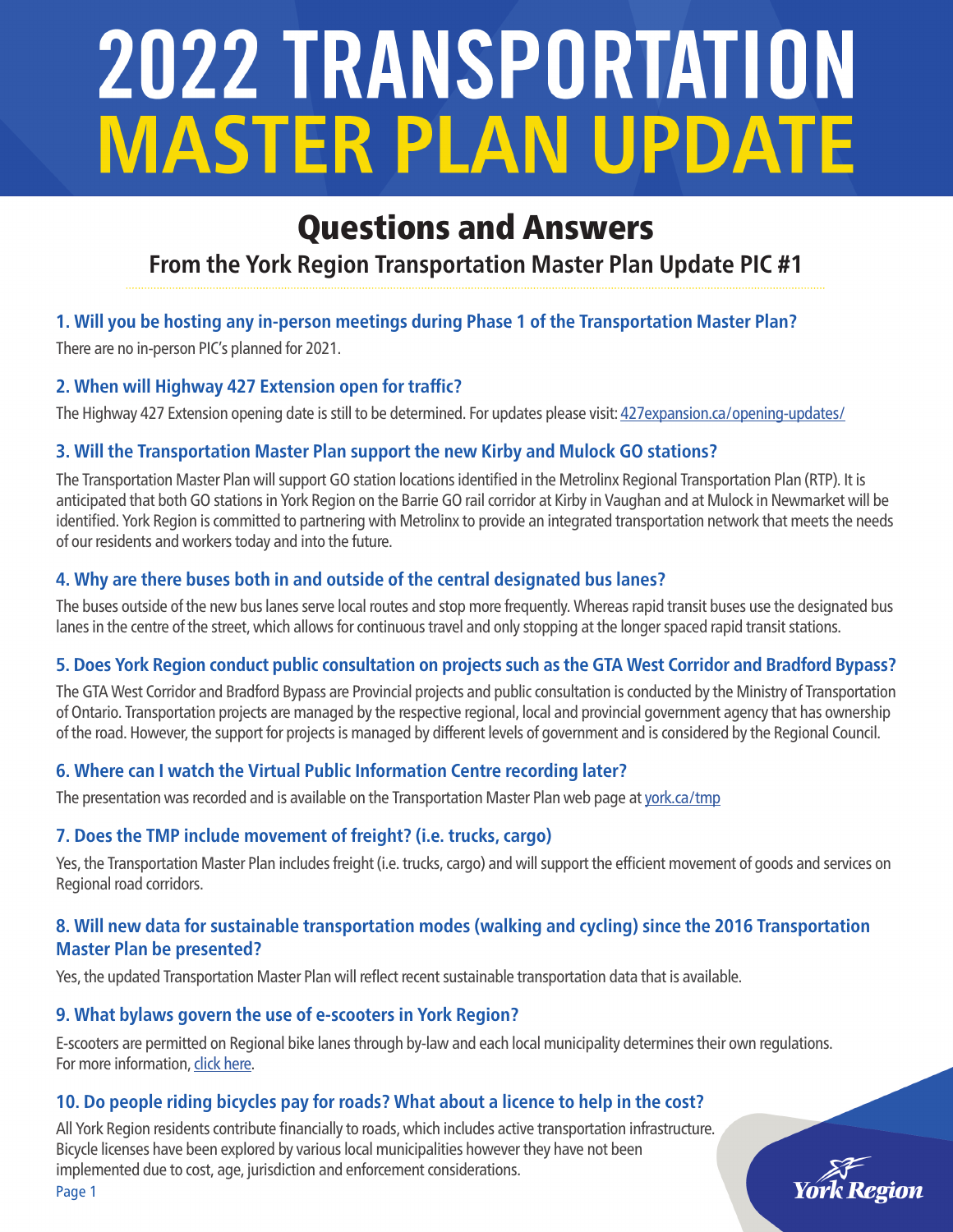# 2022 TRANSPORTATION MASTER PLAN UPDATE

## Questions and Answers

### From the York Region Transportation Master Plan Update PIC #1

**1. Will you be hosting any in-person meetings during Phase 1 of the Transportation Master Plan?**

There are no in-person PIC's planned for 2021.

**2. When will Highway 427 Extension open for traffic?**

The Highway 427 Extension opening date is still to be determined. For updates please visit: 427expansion.ca/opening-updates/

**3. Will the Transportation Master Plan support the new Kirby and Mulock GO stations?**

The Transportation Master Plan will support GO station locations identified in the Metrolinx Regional Transportation Plan (RTP). It is anticipated that both GO stations in York Region on the Barrie GO rail corridor at Kirby in Vaughan and at Mulock in Newmarket will be identified. York Region is committed to partnering with Metrolinx to provide an integrated transportation network that meets the needs of our residents and workers today and into the future.

**4. Why are there buses both in and outside of the central designated bus lanes?**

The buses outside of the new bus lanes serve local routes and stop more frequently. Whereas rapid transit buses use the designated bus lanes in the centre of the street, which allows for continuous travel and only stopping at the longer spaced rapid transit stations.

**5. Does York Region conduct public consultation on projects such as the GTA West Corridor and Bradford Bypass?**

The GTA West Corridor and Bradford Bypass are Provincial projects and public consultation is conducted by the Ministry of Transportation of Ontario. Transportation projects are managed by the respective regional, local and provincial government agency that has ownership of the road. However, the support for projects is managed by different levels of government and is considered by the Regional Council.

**6. Where can I watch the Virtual Public Information Centre recording later?**

The presentation was recorded and is available on the Transportation Master Plan web page at york.ca/tmp

**7. Does the TMP include movement of freight? (i.e. trucks, cargo)**

Yes, the Transportation Master Plan includes freight (i.e. trucks, cargo) and will support the efficient movement of goods and services on Regional road corridors.

**8. Will new data for sustainable transportation modes (walking and cycling) since the 2016 Transportation Master Plan be presented?**

Yes, the updated Transportation Master Plan will reflect recent sustainable transportation data that is available.

**9. What bylaws govern the use of e-scooters in York Region?**

E-scooters are permitted on Regional bike lanes through by-law and each local municipality determines their own regulations. For more information, click here.

**10. Do people riding bicycles pay for roads? What about a licence to help in the cost?**

All York Region residents contribute financially to roads, which includes active transportation infrastructure. Bicycle licenses have been explored by various local municipalities however they have not been implemented due to cost, age, jurisdiction and enforcement considerations.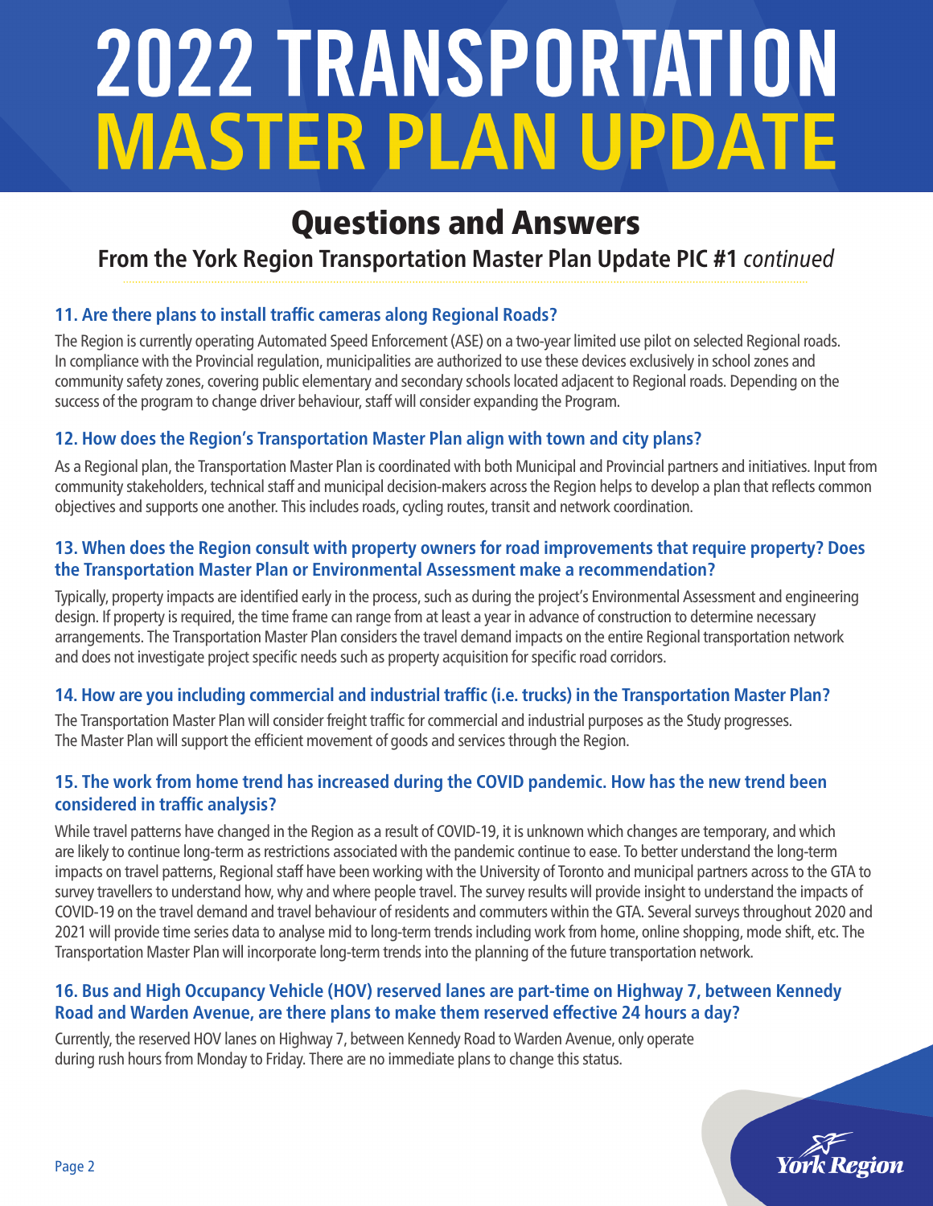# 2022 TRANSPORTATION MASTER PLAN UPDATE

## Questions and Answers

### From the York Region Transportation Master Plan Update PIC #1 *continued*

#### 11. Are there plans to install traffic cameras along Regional Roads?

The Region is currently operating Automated Speed Enforcement (ASE) on a two-year limited use pilot on selected Regional roads. In compliance with the Provincial regulation, municipalities are authorized to use these devices exclusively in school zones and community safety zones, covering public elementary and secondary schools located adjacent to Regional roads. Depending on the success of the program to change driver behaviour, staff will consider expanding the Program.

#### 12. How does the Region's Transportation Master Plan align with town and city plans?

As a Regional plan, the Transportation Master Plan is coordinated with both Municipal and Provincial partners and initiatives. Input from community stakeholders, technical staff and municipal decision-makers across the Region helps to develop a plan that reflects common objectives and supports one another. This includes roads, cycling routes, transit and network coordination.

#### 13. When does the Region consult with property owners for road improvements that require property? Does the Transportation Master Plan or Environmental Assessment make a recommendation?

Typically, property impacts are identified early in the process, such as during the project's Environmental Assessment and engineering design. If property is required, the time frame can range from at least a year in advance of construction to determine necessary arrangements. The Transportation Master Plan considers the travel demand impacts on the entire Regional transportation network and does not investigate project specific needs such as property acquisition for specific road corridors.

#### 14. How are you including commercial and industrial traffic (i.e. trucks) in the Transportation Master Plan?

The Transportation Master Plan will consider freight traffic for commercial and industrial purposes as the Study progresses. The Master Plan will support the efficient movement of goods and services through the Region.

#### 15. The work from home trend has increased during the COVID pandemic. How has the new trend been considered in traffic analysis?

While travel patterns have changed in the Region as a result of COVID-19, it is unknown which changes are temporary, and which are likely to continue long-term as restrictions associated with the pandemic continue to ease. To better understand the long-term impacts on travel patterns, Regional staff have been working with the University of Toronto and municipal partners across to the GTA to survey travellers to understand how, why and where people travel. The survey results will provide insight to understand the impacts of COVID-19 on the travel demand and travel behaviour of residents and commuters within the GTA. Several surveys throughout 2020 and 2021 will provide time series data to analyse mid to long-term trends including work from home, online shopping, mode shift, etc. The Transportation Master Plan will incorporate long-term trends into the planning of the future transportation network.

#### 16. Bus and High Occupancy Vehicle (HOV) reserved lanes are part-time on Highway 7, between Kennedy Road and Warden Avenue, are there plans to make them reserved effective 24 hours a day?

Currently, the reserved HOV lanes on Highway 7, between Kennedy Road to Warden Avenue, only operate during rush hours from Monday to Friday. There are no immediate plans to change this status.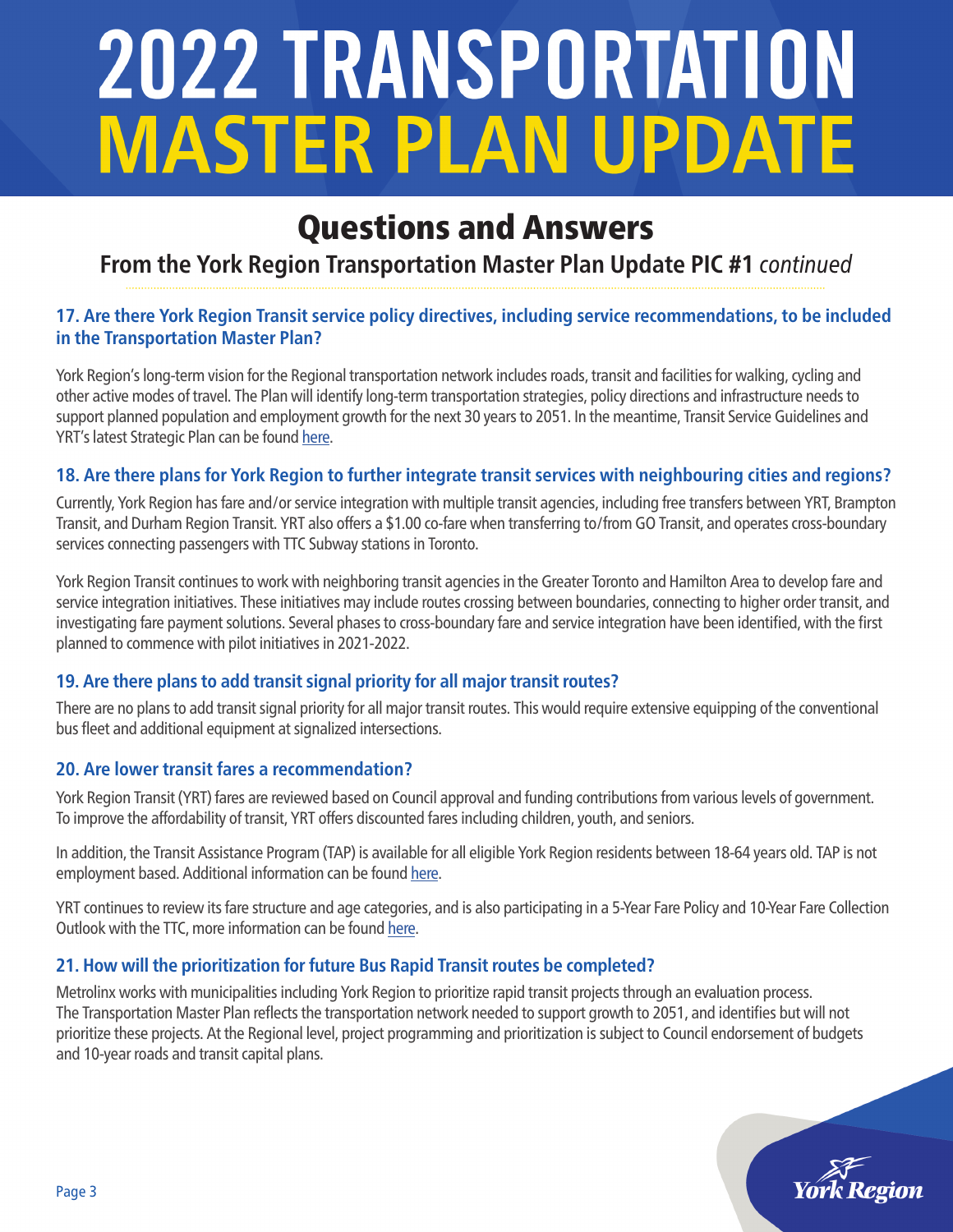# 2022 TRANSPORTATION MASTER PLAN UPDATE

## Questions and Answers

### From the York Region Transportation Master Plan Update PIC #1 *continued*

#### 17. Are there York Region Transit service policy directives, including service recommendations, to be included in the Transportation Master Plan?

York Region's long-term vision for the Regional transportation network includes roads, transit and facilities for walking, cycling and other active modes of travel. The Plan will identify long-term transportation strategies, policy directions and infrastructure needs to support planned population and employment growth for the next 30 years to 2051. In the meantime, Transit Service Guidelines and YRT's latest Strategic Plan can be found here.

#### 18. Are there plans for York Region to further integrate transit services with neighbouring cities and regions?

Currently, York Region has fare and/or service integration with multiple transit agencies, including free transfers between YRT, Brampton Transit, and Durham Region Transit. YRT also offers a $1.00 co-fare when transferring to/from GO Transit, and operates cross-boundary services connecting passengers with TTC Subway stations in Toronto.

York Region Transit continues to work with neighboring transit agencies in the Greater Toronto and Hamilton Area to develop fare and service integration initiatives. These initiatives may include routes crossing between boundaries, connecting to higher order transit, and investigating fare payment solutions. Several phases to cross-boundary fare and service integration have been identified, with the first planned to commence with pilot initiatives in 2021-2022.

#### 19. Are there plans to add transit signal priority for all major transit routes?

There are no plans to add transit signal priority for all major transit routes. This would require extensive equipping of the conventional bus fleet and additional equipment at signalized intersections.

#### 20. Are lower transit fares a recommendation?

York Region Transit (YRT) fares are reviewed based on Council approval and funding contributions from various levels of government. To improve the affordability of transit, YRT offers discounted fares including children, youth, and seniors.

In addition, the Transit Assistance Program (TAP) is available for all eligible York Region residents between 18-64 years old. TAP is not employment based. Additional information can be found here.

YRT continues to review its fare structure and age categories, and is also participating in a 5-Year Fare Policy and 10-Year Fare Collection Outlook with the TTC, more information can be found here.

#### 21. How will the prioritization for future Bus Rapid Transit routes be completed?

Metrolinx works with municipalities including York Region to prioritize rapid transit projects through an evaluation process. The Transportation Master Plan reflects the transportation network needed to support growth to 2051, and identifies but will not prioritize these projects. At the Regional level, project programming and prioritization is subject to Council endorsement of budgets and 10-year roads and transit capital plans.